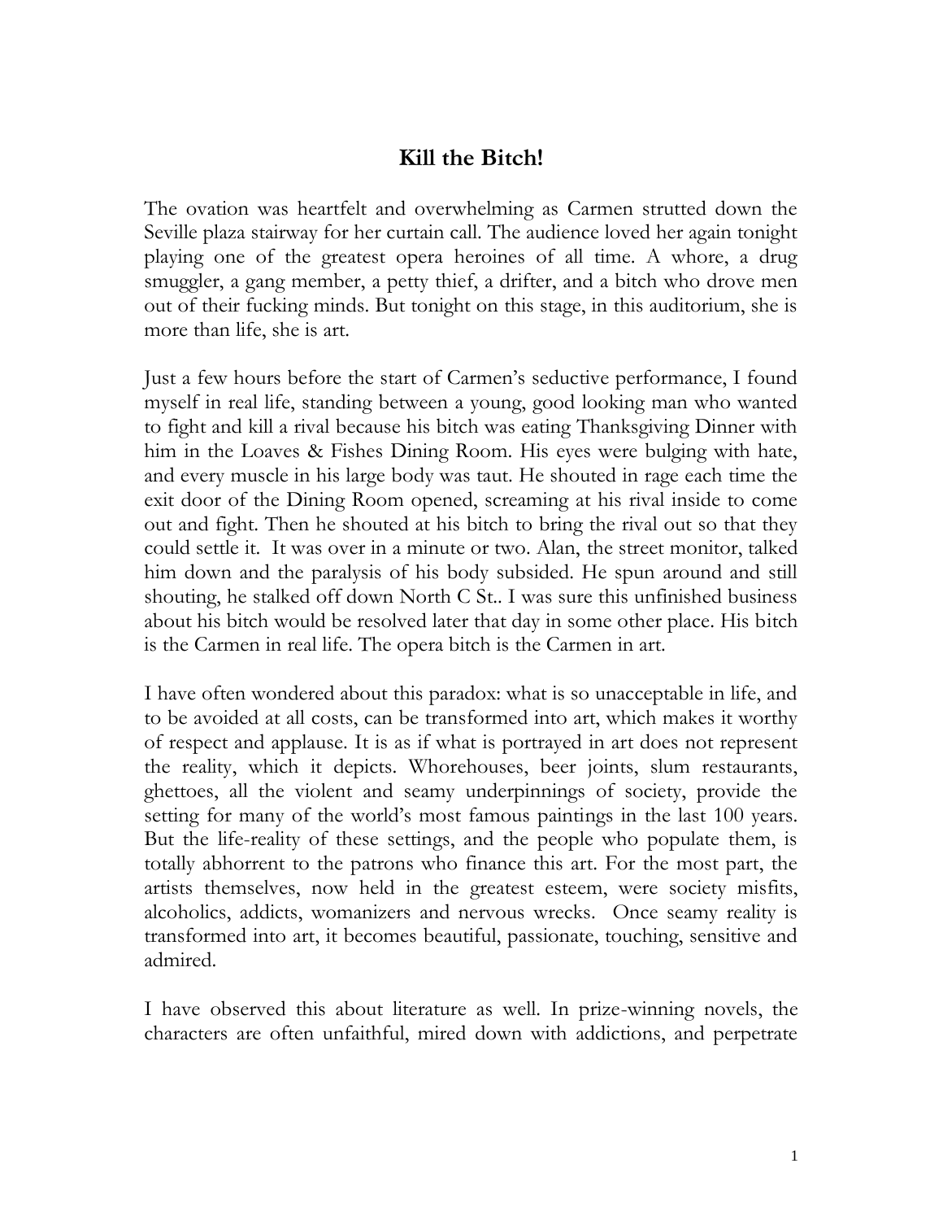# Kill the Bitch!

The ovation was heartfelt and overwhelming as Carmen strutted down the Seville plaza stairway for her curtain call. The audience loved her again tonight playing one of the greatest opera heroines of all time. A whore, a drug smuggler, a gang member, a petty thief, a drifter, and a bitch who drove men out of their fucking minds. But tonight on this stage, in this auditorium, she is more than life, she is art.

Just a few hours before the start of Carmen's seductive performance, I found myself in real life, standing between a young, good looking man who wanted to fight and kill a rival because his bitch was eating Thanksgiving Dinner with him in the Loaves & Fishes Dining Room. His eyes were bulging with hate, and every muscle in his large body was taut. He shouted in rage each time the exit door of the Dining Room opened, screaming at his rival inside to come out and fight. Then he shouted at his bitch to bring the rival out so that they could settle it. It was over in a minute or two. Alan, the street monitor, talked him down and the paralysis of his body subsided. He spun around and still shouting, he stalked off down North C St.. I was sure this unfinished business about his bitch would be resolved later that day in some other place. His bitch is the Carmen in real life. The opera bitch is the Carmen in art.

I have often wondered about this paradox: what is so unacceptable in life, and to be avoided at all costs, can be transformed into art, which makes it worthy of respect and applause. It is as if what is portrayed in art does not represent the reality, which it depicts. Whorehouses, beer joints, slum restaurants, ghettoes, all the violent and seamy underpinnings of society, provide the setting for many of the world's most famous paintings in the last 100 years. But the life-reality of these settings, and the people who populate them, is totally abhorrent to the patrons who finance this art. For the most part, the artists themselves, now held in the greatest esteem, were society misfits, alcoholics, addicts, womanizers and nervous wrecks. Once seamy reality is transformed into art, it becomes beautiful, passionate, touching, sensitive and admired.

I have observed this about literature as well. In prize-winning novels, the characters are often unfaithful, mired down with addictions, and perpetrate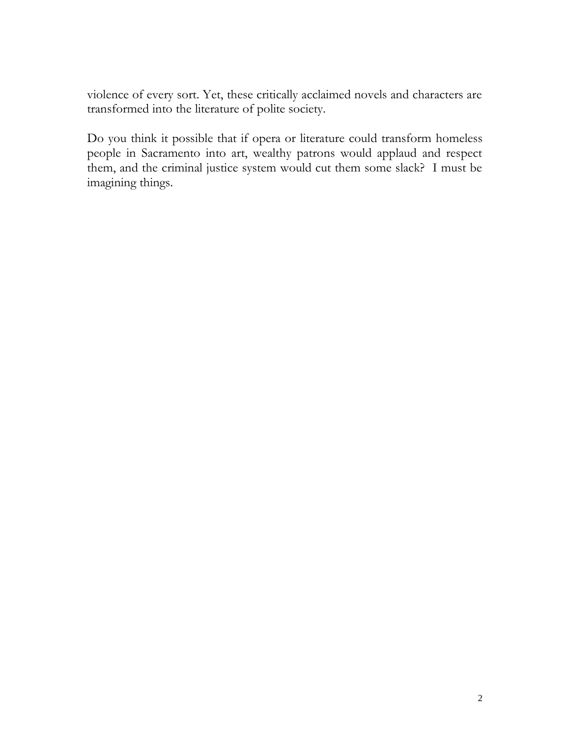violence of every sort. Yet, these critically acclaimed novels and characters are transformed into the literature of polite society.

Do you think it possible that if opera or literature could transform homeless people in Sacramento into art, wealthy patrons would applaud and respect them, and the criminal justice system would cut them some slack? I must be imagining things.